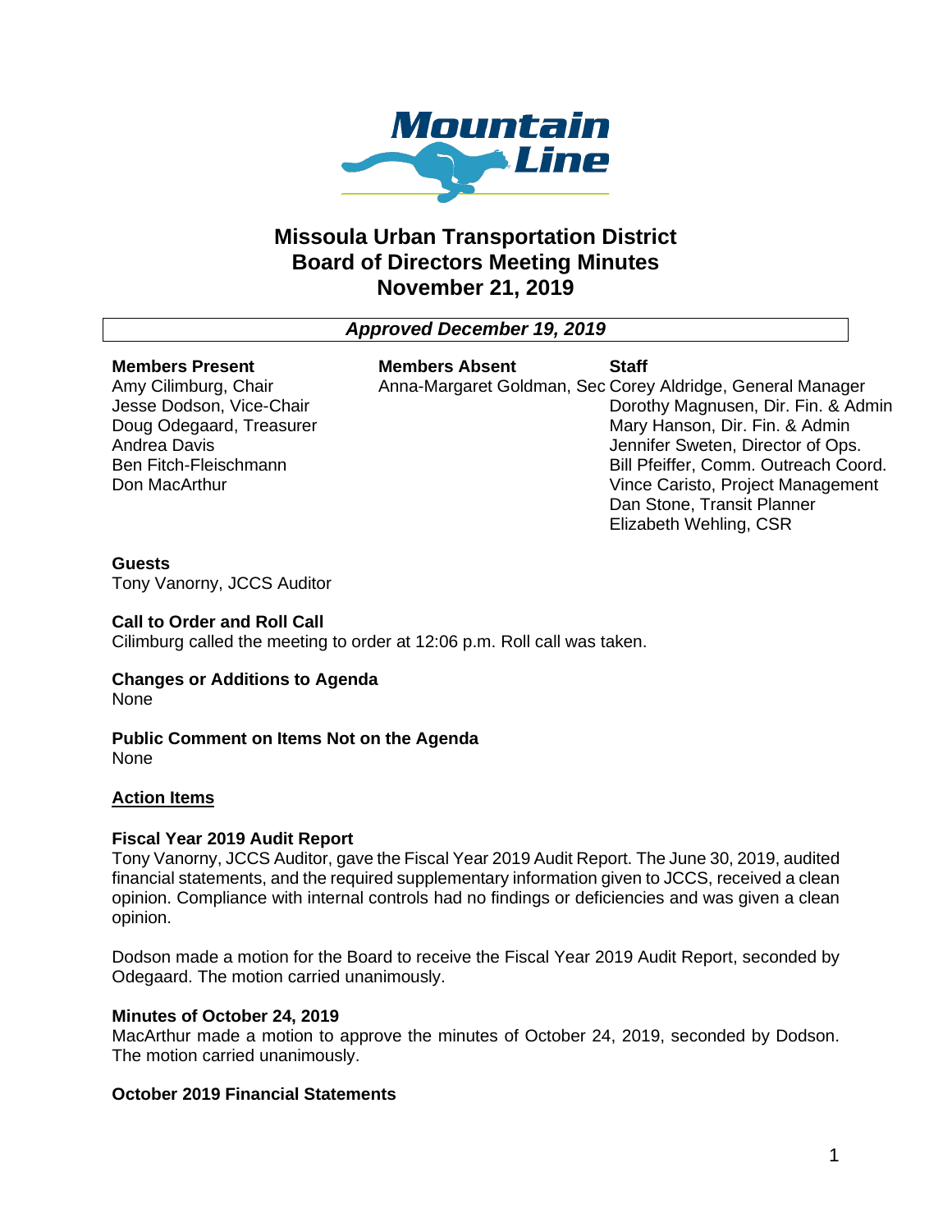# Missoula Urban Transportation District
# Board of Directors Meeting Minutes
# November 21, 2019

***Approved December 19, 2019***

**Members Present**
Amy Cilimburg, Chair
Jesse Dodson, Vice-Chair
Doug Odegaard, Treasurer
Andrea Davis
Ben Fitch-Fleischmann
Don MacArthur

**Members Absent**
Anna-Margaret Goldman, Sec

**Staff**
Corey Aldridge, General Manager
Dorothy Magnusen, Dir. Fin. & Admin
Mary Hanson, Dir. Fin. & Admin
Jennifer Sweten, Director of Ops.
Bill Pfeiffer, Comm. Outreach Coord.
Vince Caristo, Project Management
Dan Stone, Transit Planner
Elizabeth Wehling, CSR

**Guests**
Tony Vanorny, JCCS Auditor

**Call to Order and Roll Call**
Cilimburg called the meeting to order at 12:06 p.m. Roll call was taken.

**Changes or Additions to Agenda**
None

**Public Comment on Items Not on the Agenda**
None

**Action Items**

**Fiscal Year 2019 Audit Report**
Tony Vanorny, JCCS Auditor, gave the Fiscal Year 2019 Audit Report. The June 30, 2019, audited financial statements, and the required supplementary information given to JCCS, received a clean opinion. Compliance with internal controls had no findings or deficiencies and was given a clean opinion.

Dodson made a motion for the Board to receive the Fiscal Year 2019 Audit Report, seconded by Odegaard. The motion carried unanimously.

**Minutes of October 24, 2019**
MacArthur made a motion to approve the minutes of October 24, 2019, seconded by Dodson. The motion carried unanimously.

**October 2019 Financial Statements**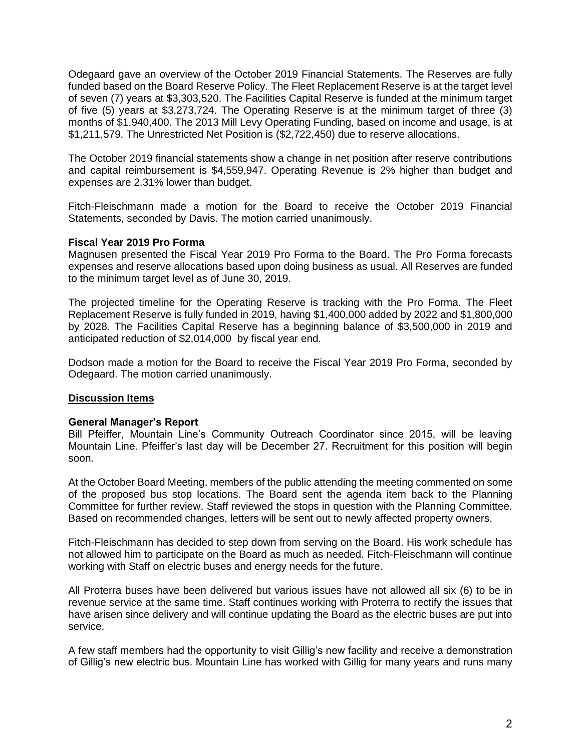Odegaard gave an overview of the October 2019 Financial Statements. The Reserves are fully funded based on the Board Reserve Policy. The Fleet Replacement Reserve is at the target level of seven (7) years at $3,303,520. The Facilities Capital Reserve is funded at the minimum target of five (5) years at $3,273,724. The Operating Reserve is at the minimum target of three (3) months of $1,940,400. The 2013 Mill Levy Operating Funding, based on income and usage, is at $1,211,579. The Unrestricted Net Position is ($2,722,450) due to reserve allocations.

The October 2019 financial statements show a change in net position after reserve contributions and capital reimbursement is $4,559,947. Operating Revenue is 2% higher than budget and expenses are 2.31% lower than budget.

Fitch-Fleischmann made a motion for the Board to receive the October 2019 Financial Statements, seconded by Davis. The motion carried unanimously.

**Fiscal Year 2019 Pro Forma**

Magnusen presented the Fiscal Year 2019 Pro Forma to the Board. The Pro Forma forecasts expenses and reserve allocations based upon doing business as usual. All Reserves are funded to the minimum target level as of June 30, 2019.

The projected timeline for the Operating Reserve is tracking with the Pro Forma. The Fleet Replacement Reserve is fully funded in 2019, having $1,400,000 added by 2022 and $1,800,000 by 2028. The Facilities Capital Reserve has a beginning balance of $3,500,000 in 2019 and anticipated reduction of $2,014,000 by fiscal year end.

Dodson made a motion for the Board to receive the Fiscal Year 2019 Pro Forma, seconded by Odegaard. The motion carried unanimously.

## Discussion Items

**General Manager's Report**

Bill Pfeiffer, Mountain Line's Community Outreach Coordinator since 2015, will be leaving Mountain Line. Pfeiffer's last day will be December 27. Recruitment for this position will begin soon.

At the October Board Meeting, members of the public attending the meeting commented on some of the proposed bus stop locations. The Board sent the agenda item back to the Planning Committee for further review. Staff reviewed the stops in question with the Planning Committee. Based on recommended changes, letters will be sent out to newly affected property owners.

Fitch-Fleischmann has decided to step down from serving on the Board. His work schedule has not allowed him to participate on the Board as much as needed. Fitch-Fleischmann will continue working with Staff on electric buses and energy needs for the future.

All Proterra buses have been delivered but various issues have not allowed all six (6) to be in revenue service at the same time. Staff continues working with Proterra to rectify the issues that have arisen since delivery and will continue updating the Board as the electric buses are put into service.

A few staff members had the opportunity to visit Gillig's new facility and receive a demonstration of Gillig's new electric bus. Mountain Line has worked with Gillig for many years and runs many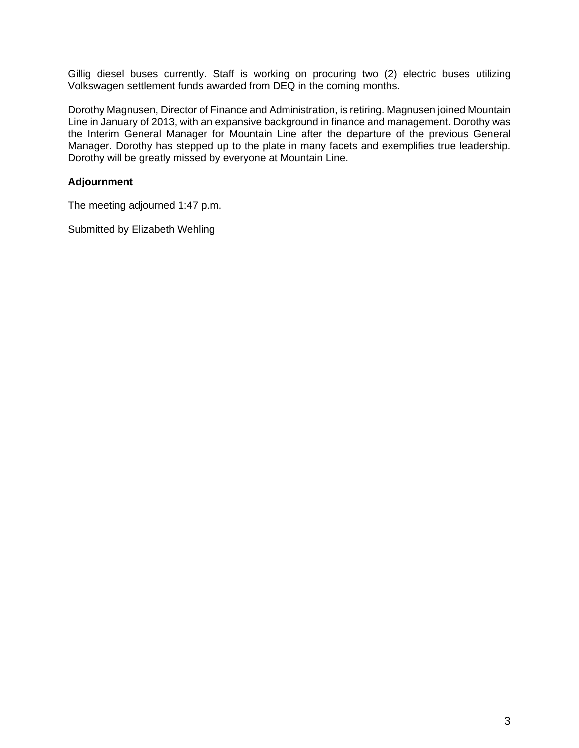Gillig diesel buses currently. Staff is working on procuring two (2) electric buses utilizing Volkswagen settlement funds awarded from DEQ in the coming months.

Dorothy Magnusen, Director of Finance and Administration, is retiring. Magnusen joined Mountain Line in January of 2013, with an expansive background in finance and management. Dorothy was the Interim General Manager for Mountain Line after the departure of the previous General Manager. Dorothy has stepped up to the plate in many facets and exemplifies true leadership. Dorothy will be greatly missed by everyone at Mountain Line.

**Adjournment**

The meeting adjourned 1:47 p.m.

Submitted by Elizabeth Wehling